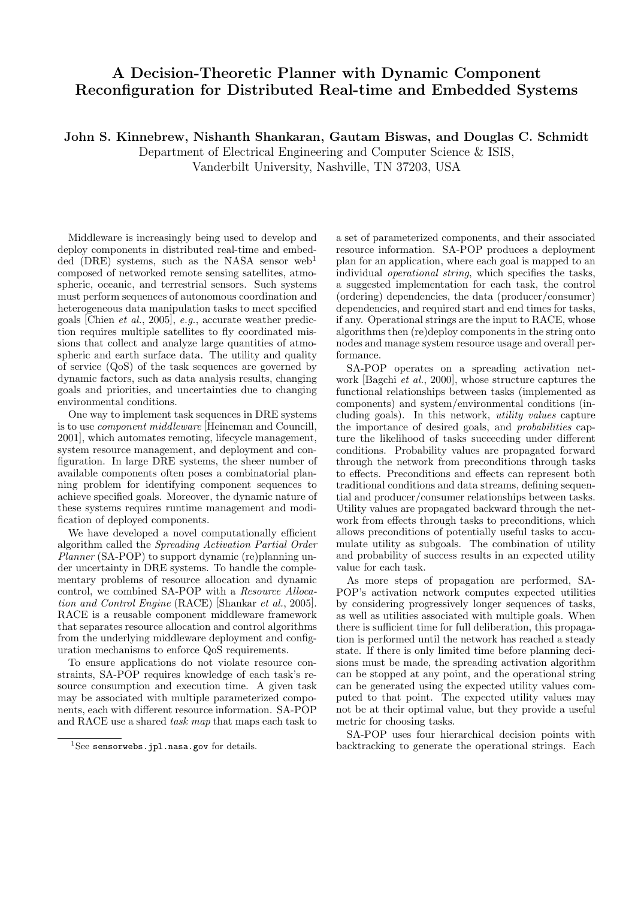# A Decision-Theoretic Planner with Dynamic Component Reconfiguration for Distributed Real-time and Embedded Systems

**John S. Kinnebrew, Nishanth Shankaran, Gautam Biswas, and Douglas C. Schmidt**

Department of Electrical Engineering and Computer Science & ISIS,
Vanderbilt University, Nashville, TN 37203, USA

Middleware is increasingly being used to develop and deploy components in distributed real-time and embedded (DRE) systems, such as the NASA sensor web[1] composed of networked remote sensing satellites, atmospheric, oceanic, and terrestrial sensors. Such systems must perform sequences of autonomous coordination and heterogeneous data manipulation tasks to meet specified goals [Chien *et al.*, 2005], *e.g.*, accurate weather prediction requires multiple satellites to fly coordinated missions that collect and analyze large quantities of atmospheric and earth surface data. The utility and quality of service (QoS) of the task sequences are governed by dynamic factors, such as data analysis results, changing goals and priorities, and uncertainties due to changing environmental conditions.

One way to implement task sequences in DRE systems is to use *component middleware* [Heineman and Councill, 2001], which automates remoting, lifecycle management, system resource management, and deployment and configuration. In large DRE systems, the sheer number of available components often poses a combinatorial planning problem for identifying component sequences to achieve specified goals. Moreover, the dynamic nature of these systems requires runtime management and modification of deployed components.

We have developed a novel computationally efficient algorithm called the *Spreading Activation Partial Order Planner* (SA-POP) to support dynamic (re)planning under uncertainty in DRE systems. To handle the complementary problems of resource allocation and dynamic control, we combined SA-POP with a *Resource Allocation and Control Engine* (RACE) [Shankar *et al.*, 2005]. RACE is a reusable component middleware framework that separates resource allocation and control algorithms from the underlying middleware deployment and configuration mechanisms to enforce QoS requirements.

To ensure applications do not violate resource constraints, SA-POP requires knowledge of each task's resource consumption and execution time. A given task may be associated with multiple parameterized components, each with different resource information. SA-POP and RACE use a shared *task map* that maps each task to a set of parameterized components, and their associated resource information. SA-POP produces a deployment plan for an application, where each goal is mapped to an individual *operational string*, which specifies the tasks, a suggested implementation for each task, the control (ordering) dependencies, the data (producer/consumer) dependencies, and required start and end times for tasks, if any. Operational strings are the input to RACE, whose algorithms then (re)deploy components in the string onto nodes and manage system resource usage and overall performance.

SA-POP operates on a spreading activation network [Bagchi *et al.*, 2000], whose structure captures the functional relationships between tasks (implemented as components) and system/environmental conditions (including goals). In this network, *utility values* capture the importance of desired goals, and *probabilities* capture the likelihood of tasks succeeding under different conditions. Probability values are propagated forward through the network from preconditions through tasks to effects. Preconditions and effects can represent both traditional conditions and data streams, defining sequential and producer/consumer relationships between tasks. Utility values are propagated backward through the network from effects through tasks to preconditions, which allows preconditions of potentially useful tasks to accumulate utility as subgoals. The combination of utility and probability of success results in an expected utility value for each task.

As more steps of propagation are performed, SA-POP's activation network computes expected utilities by considering progressively longer sequences of tasks, as well as utilities associated with multiple goals. When there is sufficient time for full deliberation, this propagation is performed until the network has reached a steady state. If there is only limited time before planning decisions must be made, the spreading activation algorithm can be stopped at any point, and the operational string can be generated using the expected utility values computed to that point. The expected utility values may not be at their optimal value, but they provide a useful metric for choosing tasks.

SA-POP uses four hierarchical decision points with backtracking to generate the operational strings. Each

[1] See `sensorwebs.jpl.nasa.gov` for details.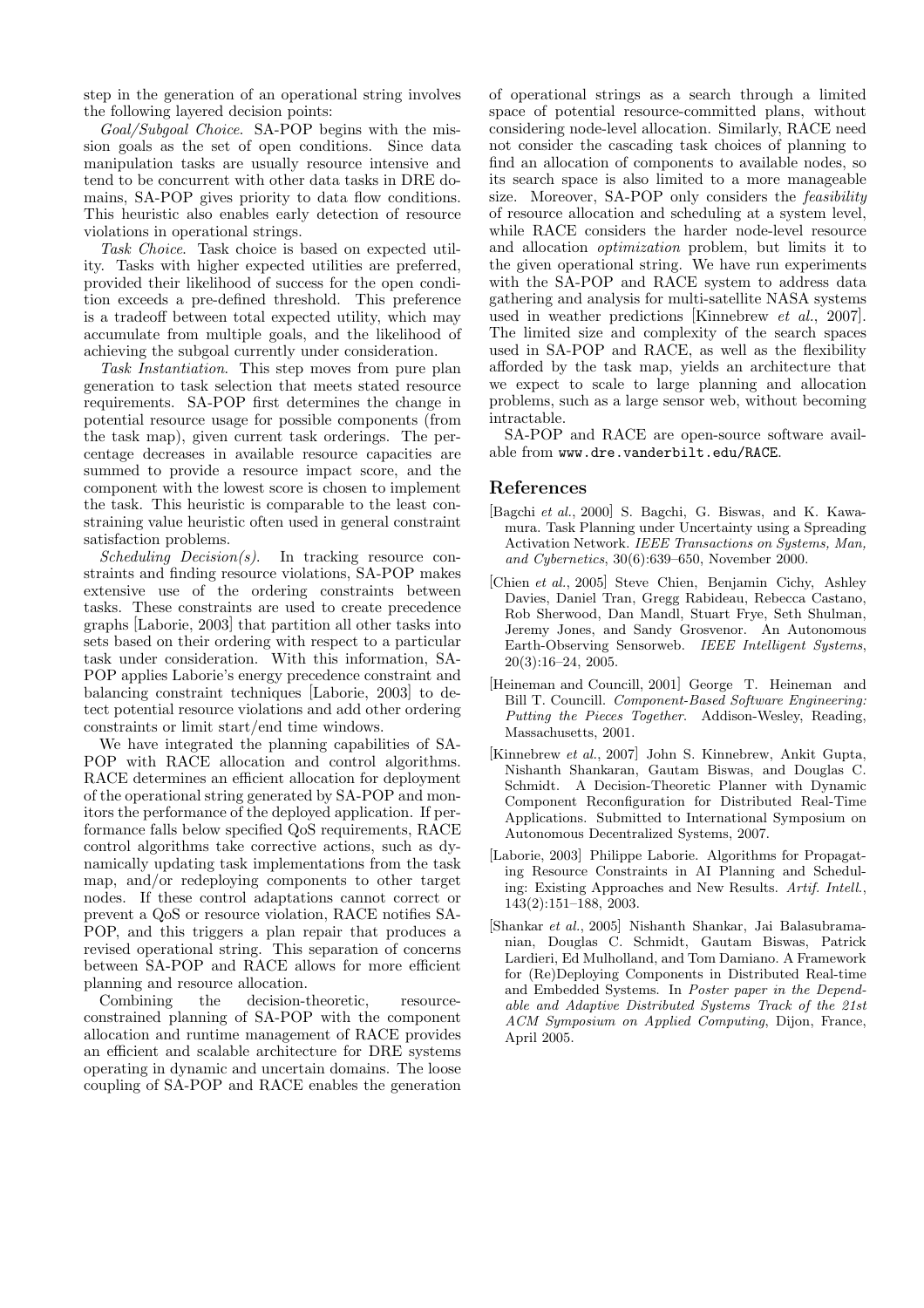step in the generation of an operational string involves the following layered decision points:

*Goal/Subgoal Choice.* SA-POP begins with the mission goals as the set of open conditions. Since data manipulation tasks are usually resource intensive and tend to be concurrent with other data tasks in DRE domains, SA-POP gives priority to data flow conditions. This heuristic also enables early detection of resource violations in operational strings.

*Task Choice.* Task choice is based on expected utility. Tasks with higher expected utilities are preferred, provided their likelihood of success for the open condition exceeds a pre-defined threshold. This preference is a tradeoff between total expected utility, which may accumulate from multiple goals, and the likelihood of achieving the subgoal currently under consideration.

*Task Instantiation.* This step moves from pure plan generation to task selection that meets stated resource requirements. SA-POP first determines the change in potential resource usage for possible components (from the task map), given current task orderings. The percentage decreases in available resource capacities are summed to provide a resource impact score, and the component with the lowest score is chosen to implement the task. This heuristic is comparable to the least constraining value heuristic often used in general constraint satisfaction problems.

*Scheduling Decision(s).* In tracking resource constraints and finding resource violations, SA-POP makes extensive use of the ordering constraints between tasks. These constraints are used to create precedence graphs [Laborie, 2003] that partition all other tasks into sets based on their ordering with respect to a particular task under consideration. With this information, SA-POP applies Laborie's energy precedence constraint and balancing constraint techniques [Laborie, 2003] to detect potential resource violations and add other ordering constraints or limit start/end time windows.

We have integrated the planning capabilities of SA-POP with RACE allocation and control algorithms. RACE determines an efficient allocation for deployment of the operational string generated by SA-POP and monitors the performance of the deployed application. If performance falls below specified QoS requirements, RACE control algorithms take corrective actions, such as dynamically updating task implementations from the task map, and/or redeploying components to other target nodes. If these control adaptations cannot correct or prevent a QoS or resource violation, RACE notifies SA-POP, and this triggers a plan repair that produces a revised operational string. This separation of concerns between SA-POP and RACE allows for more efficient planning and resource allocation.

Combining the decision-theoretic, resource-constrained planning of SA-POP with the component allocation and runtime management of RACE provides an efficient and scalable architecture for DRE systems operating in dynamic and uncertain domains. The loose coupling of SA-POP and RACE enables the generation of operational strings as a search through a limited space of potential resource-committed plans, without considering node-level allocation. Similarly, RACE need not consider the cascading task choices of planning to find an allocation of components to available nodes, so its search space is also limited to a more manageable size. Moreover, SA-POP only considers the *feasibility* of resource allocation and scheduling at a system level, while RACE considers the harder node-level resource and allocation *optimization* problem, but limits it to the given operational string. We have run experiments with the SA-POP and RACE system to address data gathering and analysis for multi-satellite NASA systems used in weather predictions [Kinnebrew *et al.*, 2007]. The limited size and complexity of the search spaces used in SA-POP and RACE, as well as the flexibility afforded by the task map, yields an architecture that we expect to scale to large planning and allocation problems, such as a large sensor web, without becoming intractable.

SA-POP and RACE are open-source software available from www.dre.vanderbilt.edu/RACE.

## References

[Bagchi *et al.*, 2000] S. Bagchi, G. Biswas, and K. Kawamura. Task Planning under Uncertainty using a Spreading Activation Network. *IEEE Transactions on Systems, Man, and Cybernetics*, 30(6):639–650, November 2000.

[Chien *et al.*, 2005] Steve Chien, Benjamin Cichy, Ashley Davies, Daniel Tran, Gregg Rabideau, Rebecca Castano, Rob Sherwood, Dan Mandl, Stuart Frye, Seth Shulman, Jeremy Jones, and Sandy Grosvenor. An Autonomous Earth-Observing Sensorweb. *IEEE Intelligent Systems*, 20(3):16–24, 2005.

[Heineman and Councill, 2001] George T. Heineman and Bill T. Councill. *Component-Based Software Engineering: Putting the Pieces Together*. Addison-Wesley, Reading, Massachusetts, 2001.

[Kinnebrew *et al.*, 2007] John S. Kinnebrew, Ankit Gupta, Nishanth Shankaran, Gautam Biswas, and Douglas C. Schmidt. A Decision-Theoretic Planner with Dynamic Component Reconfiguration for Distributed Real-Time Applications. Submitted to International Symposium on Autonomous Decentralized Systems, 2007.

[Laborie, 2003] Philippe Laborie. Algorithms for Propagating Resource Constraints in AI Planning and Scheduling: Existing Approaches and New Results. *Artif. Intell.*, 143(2):151–188, 2003.

[Shankar *et al.*, 2005] Nishanth Shankar, Jai Balasubramanian, Douglas C. Schmidt, Gautam Biswas, Patrick Lardieri, Ed Mulholland, and Tom Damiano. A Framework for (Re)Deploying Components in Distributed Real-time and Embedded Systems. In *Poster paper in the Dependable and Adaptive Distributed Systems Track of the 21st ACM Symposium on Applied Computing*, Dijon, France, April 2005.